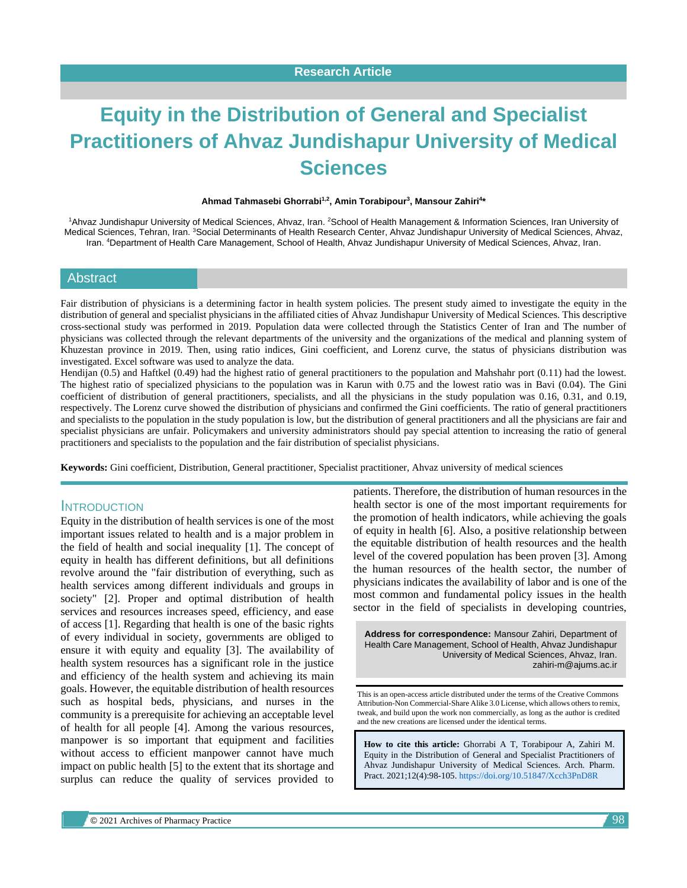Research Article

# Equity in the Distribution of General and Specialist Practitioners of Ahvaz Jundishapur University of Medical Sciences

**Ahmad Tahmasebi Ghorrabi[1,2], Amin Torabipour[3], Mansour Zahiri[4]***

[1]Ahvaz Jundishapur University of Medical Sciences, Ahvaz, Iran. [2]School of Health Management & Information Sciences, Iran University of Medical Sciences, Tehran, Iran. [3]Social Determinants of Health Research Center, Ahvaz Jundishapur University of Medical Sciences, Ahvaz, Iran. [4]Department of Health Care Management, School of Health, Ahvaz Jundishapur University of Medical Sciences, Ahvaz, Iran.

## Abstract

Fair distribution of physicians is a determining factor in health system policies. The present study aimed to investigate the equity in the distribution of general and specialist physicians in the affiliated cities of Ahvaz Jundishapur University of Medical Sciences. This descriptive cross-sectional study was performed in 2019. Population data were collected through the Statistics Center of Iran and The number of physicians was collected through the relevant departments of the university and the organizations of the medical and planning system of Khuzestan province in 2019. Then, using ratio indices, Gini coefficient, and Lorenz curve, the status of physicians distribution was investigated. Excel software was used to analyze the data.

Hendijan (0.5) and Haftkel (0.49) had the highest ratio of general practitioners to the population and Mahshahr port (0.11) had the lowest. The highest ratio of specialized physicians to the population was in Karun with 0.75 and the lowest ratio was in Bavi (0.04). The Gini coefficient of distribution of general practitioners, specialists, and all the physicians in the study population was 0.16, 0.31, and 0.19, respectively. The Lorenz curve showed the distribution of physicians and confirmed the Gini coefficients. The ratio of general practitioners and specialists to the population in the study population is low, but the distribution of general practitioners and all the physicians are fair and specialist physicians are unfair. Policymakers and university administrators should pay special attention to increasing the ratio of general practitioners and specialists to the population and the fair distribution of specialist physicians.

**Keywords:** Gini coefficient, Distribution, General practitioner, Specialist practitioner, Ahvaz university of medical sciences

## Introduction

Equity in the distribution of health services is one of the most important issues related to health and is a major problem in the field of health and social inequality [1]. The concept of equity in health has different definitions, but all definitions revolve around the "fair distribution of everything, such as health services among different individuals and groups in society" [2]. Proper and optimal distribution of health services and resources increases speed, efficiency, and ease of access [1]. Regarding that health is one of the basic rights of every individual in society, governments are obliged to ensure it with equity and equality [3]. The availability of health system resources has a significant role in the justice and efficiency of the health system and achieving its main goals. However, the equitable distribution of health resources such as hospital beds, physicians, and nurses in the community is a prerequisite for achieving an acceptable level of health for all people [4]. Among the various resources, manpower is so important that equipment and facilities without access to efficient manpower cannot have much impact on public health [5] to the extent that its shortage and surplus can reduce the quality of services provided to patients. Therefore, the distribution of human resources in the health sector is one of the most important requirements for the promotion of health indicators, while achieving the goals of equity in health [6]. Also, a positive relationship between the equitable distribution of health resources and the health level of the covered population has been proven [3]. Among the human resources of the health sector, the number of physicians indicates the availability of labor and is one of the most common and fundamental policy issues in the health sector in the field of specialists in developing countries,

**Address for correspondence:** Mansour Zahiri, Department of Health Care Management, School of Health, Ahvaz Jundishapur University of Medical Sciences, Ahvaz, Iran. zahiri-m@ajums.ac.ir

This is an open-access article distributed under the terms of the Creative Commons Attribution-Non Commercial-Share Alike 3.0 License, which allows others to remix, tweak, and build upon the work non commercially, as long as the author is credited and the new creations are licensed under the identical terms.

**How to cite this article:** Ghorrabi A T, Torabipour A, Zahiri M. Equity in the Distribution of General and Specialist Practitioners of Ahvaz Jundishapur University of Medical Sciences. Arch. Pharm. Pract. 2021;12(4):98-105. https://doi.org/10.51847/Xcch3PnD8R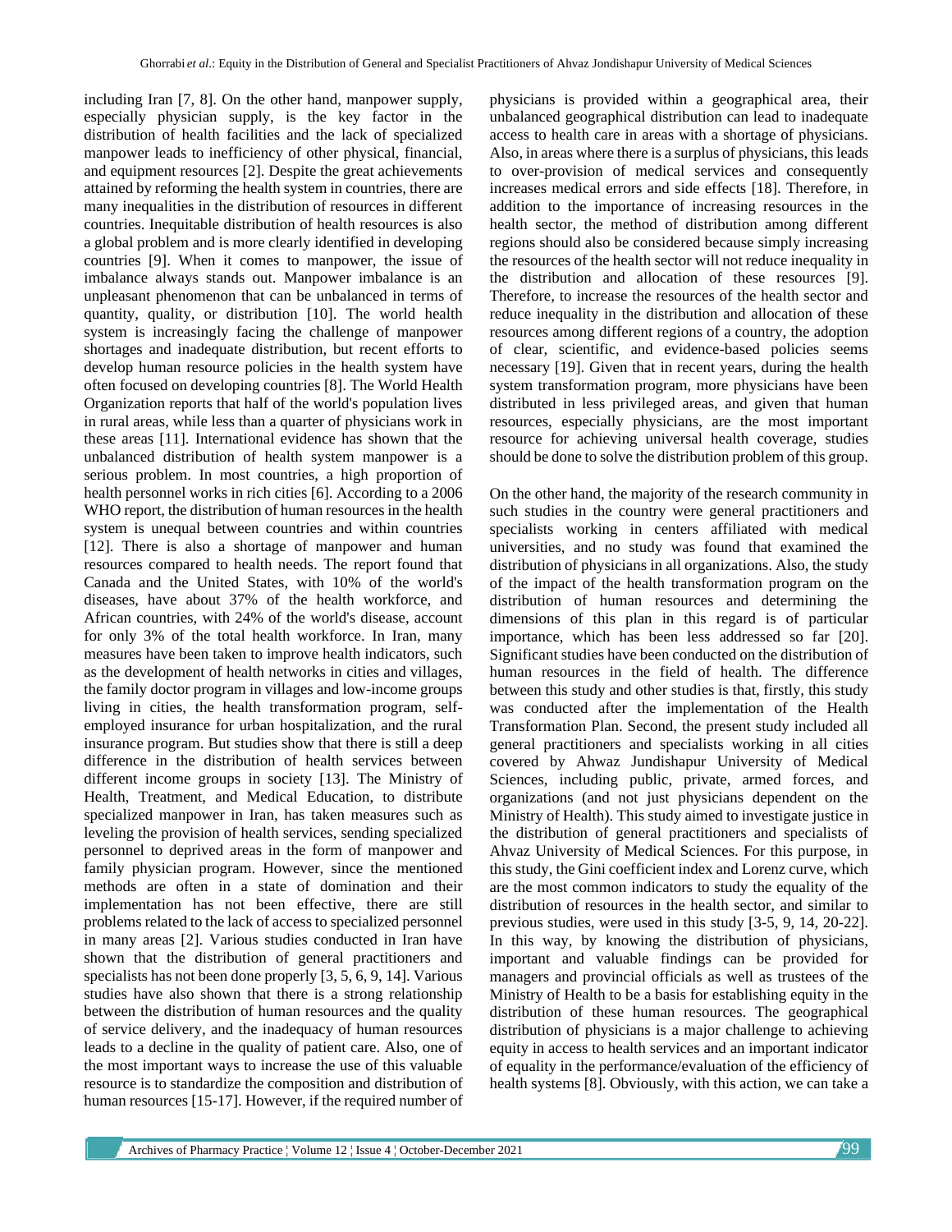including Iran [7, 8]. On the other hand, manpower supply, especially physician supply, is the key factor in the distribution of health facilities and the lack of specialized manpower leads to inefficiency of other physical, financial, and equipment resources [2]. Despite the great achievements attained by reforming the health system in countries, there are many inequalities in the distribution of resources in different countries. Inequitable distribution of health resources is also a global problem and is more clearly identified in developing countries [9]. When it comes to manpower, the issue of imbalance always stands out. Manpower imbalance is an unpleasant phenomenon that can be unbalanced in terms of quantity, quality, or distribution [10]. The world health system is increasingly facing the challenge of manpower shortages and inadequate distribution, but recent efforts to develop human resource policies in the health system have often focused on developing countries [8]. The World Health Organization reports that half of the world's population lives in rural areas, while less than a quarter of physicians work in these areas [11]. International evidence has shown that the unbalanced distribution of health system manpower is a serious problem. In most countries, a high proportion of health personnel works in rich cities [6]. According to a 2006 WHO report, the distribution of human resources in the health system is unequal between countries and within countries [12]. There is also a shortage of manpower and human resources compared to health needs. The report found that Canada and the United States, with 10% of the world's diseases, have about 37% of the health workforce, and African countries, with 24% of the world's disease, account for only 3% of the total health workforce. In Iran, many measures have been taken to improve health indicators, such as the development of health networks in cities and villages, the family doctor program in villages and low-income groups living in cities, the health transformation program, self-employed insurance for urban hospitalization, and the rural insurance program. But studies show that there is still a deep difference in the distribution of health services between different income groups in society [13]. The Ministry of Health, Treatment, and Medical Education, to distribute specialized manpower in Iran, has taken measures such as leveling the provision of health services, sending specialized personnel to deprived areas in the form of manpower and family physician program. However, since the mentioned methods are often in a state of domination and their implementation has not been effective, there are still problems related to the lack of access to specialized personnel in many areas [2]. Various studies conducted in Iran have shown that the distribution of general practitioners and specialists has not been done properly [3, 5, 6, 9, 14]. Various studies have also shown that there is a strong relationship between the distribution of human resources and the quality of service delivery, and the inadequacy of human resources leads to a decline in the quality of patient care. Also, one of the most important ways to increase the use of this valuable resource is to standardize the composition and distribution of human resources [15-17]. However, if the required number of physicians is provided within a geographical area, their unbalanced geographical distribution can lead to inadequate access to health care in areas with a shortage of physicians. Also, in areas where there is a surplus of physicians, this leads to over-provision of medical services and consequently increases medical errors and side effects [18]. Therefore, in addition to the importance of increasing resources in the health sector, the method of distribution among different regions should also be considered because simply increasing the resources of the health sector will not reduce inequality in the distribution and allocation of these resources [9]. Therefore, to increase the resources of the health sector and reduce inequality in the distribution and allocation of these resources among different regions of a country, the adoption of clear, scientific, and evidence-based policies seems necessary [19]. Given that in recent years, during the health system transformation program, more physicians have been distributed in less privileged areas, and given that human resources, especially physicians, are the most important resource for achieving universal health coverage, studies should be done to solve the distribution problem of this group.

On the other hand, the majority of the research community in such studies in the country were general practitioners and specialists working in centers affiliated with medical universities, and no study was found that examined the distribution of physicians in all organizations. Also, the study of the impact of the health transformation program on the distribution of human resources and determining the dimensions of this plan in this regard is of particular importance, which has been less addressed so far [20]. Significant studies have been conducted on the distribution of human resources in the field of health. The difference between this study and other studies is that, firstly, this study was conducted after the implementation of the Health Transformation Plan. Second, the present study included all general practitioners and specialists working in all cities covered by Ahwaz Jundishapur University of Medical Sciences, including public, private, armed forces, and organizations (and not just physicians dependent on the Ministry of Health). This study aimed to investigate justice in the distribution of general practitioners and specialists of Ahvaz University of Medical Sciences. For this purpose, in this study, the Gini coefficient index and Lorenz curve, which are the most common indicators to study the equality of the distribution of resources in the health sector, and similar to previous studies, were used in this study [3-5, 9, 14, 20-22]. In this way, by knowing the distribution of physicians, important and valuable findings can be provided for managers and provincial officials as well as trustees of the Ministry of Health to be a basis for establishing equity in the distribution of these human resources. The geographical distribution of physicians is a major challenge to achieving equity in access to health services and an important indicator of equality in the performance/evaluation of the efficiency of health systems [8]. Obviously, with this action, we can take a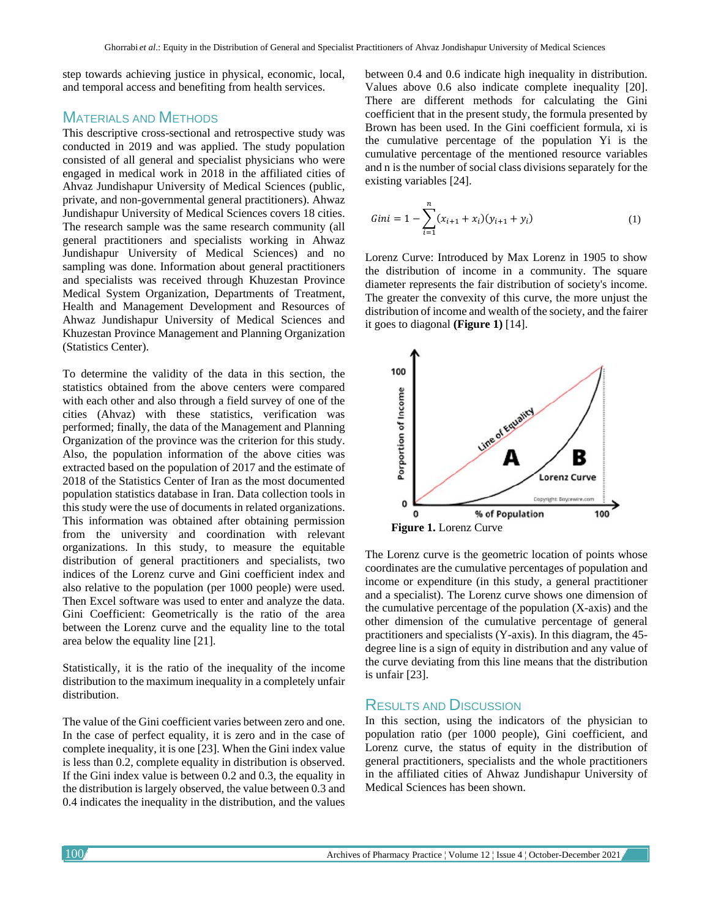step towards achieving justice in physical, economic, local, and temporal access and benefiting from health services.

## Materials and Methods

This descriptive cross-sectional and retrospective study was conducted in 2019 and was applied. The study population consisted of all general and specialist physicians who were engaged in medical work in 2018 in the affiliated cities of Ahvaz Jundishapur University of Medical Sciences (public, private, and non-governmental general practitioners). Ahvaz Jundishapur University of Medical Sciences covers 18 cities. The research sample was the same research community (all general practitioners and specialists working in Ahvaz Jundishapur University of Medical Sciences) and no sampling was done. Information about general practitioners and specialists was received through Khuzestan Province Medical System Organization, Departments of Treatment, Health and Management Development and Resources of Ahvaz Jundishapur University of Medical Sciences and Khuzestan Province Management and Planning Organization (Statistics Center).

To determine the validity of the data in this section, the statistics obtained from the above centers were compared with each other and also through a field survey of one of the cities (Ahvaz) with these statistics, verification was performed; finally, the data of the Management and Planning Organization of the province was the criterion for this study. Also, the population information of the above cities was extracted based on the population of 2017 and the estimate of 2018 of the Statistics Center of Iran as the most documented population statistics database in Iran. Data collection tools in this study were the use of documents in related organizations. This information was obtained after obtaining permission from the university and coordination with relevant organizations. In this study, to measure the equitable distribution of general practitioners and specialists, two indices of the Lorenz curve and Gini coefficient index and also relative to the population (per 1000 people) were used. Then Excel software was used to enter and analyze the data. Gini Coefficient: Geometrically is the ratio of the area between the Lorenz curve and the equality line to the total area below the equality line [21].

Statistically, it is the ratio of the inequality of the income distribution to the maximum inequality in a completely unfair distribution.

The value of the Gini coefficient varies between zero and one. In the case of perfect equality, it is zero and in the case of complete inequality, it is one [23]. When the Gini index value is less than 0.2, complete equality in distribution is observed. If the Gini index value is between 0.2 and 0.3, the equality in the distribution is largely observed, the value between 0.3 and 0.4 indicates the inequality in the distribution, and the values between 0.4 and 0.6 indicate high inequality in distribution. Values above 0.6 also indicate complete inequality [20]. There are different methods for calculating the Gini coefficient that in the present study, the formula presented by Brown has been used. In the Gini coefficient formula, xi is the cumulative percentage of the population Yi is the cumulative percentage of the mentioned resource variables and n is the number of social class divisions separately for the existing variables [24].

$$Gini = 1 - \sum_{i=1}^{n} (x_{i+1} + x_i)(y_{i+1} + y_i) \tag{1}$$

Lorenz Curve: Introduced by Max Lorenz in 1905 to show the distribution of income in a community. The square diameter represents the fair distribution of society's income. The greater the convexity of this curve, the more unjust the distribution of income and wealth of the society, and the fairer it goes to diagonal **(Figure 1)** [14].

**Figure 1.** Lorenz Curve

The Lorenz curve is the geometric location of points whose coordinates are the cumulative percentages of population and income or expenditure (in this study, a general practitioner and a specialist). The Lorenz curve shows one dimension of the cumulative percentage of the population (X-axis) and the other dimension of the cumulative percentage of general practitioners and specialists (Y-axis). In this diagram, the 45-degree line is a sign of equity in distribution and any value of the curve deviating from this line means that the distribution is unfair [23].

## Results and Discussion

In this section, using the indicators of the physician to population ratio (per 1000 people), Gini coefficient, and Lorenz curve, the status of equity in the distribution of general practitioners, specialists and the whole practitioners in the affiliated cities of Ahvaz Jundishapur University of Medical Sciences has been shown.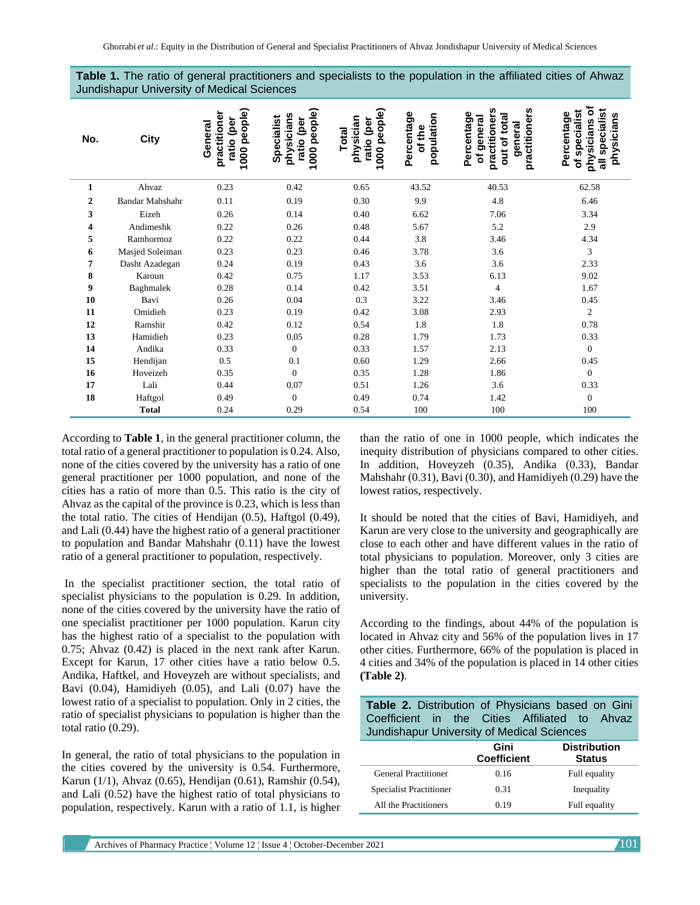**Table 1.** The ratio of general practitioners and specialists to the population in the affiliated cities of Ahwaz Jundishapur University of Medical Sciences

| No. | City | General practitioner ratio (per 1000 people) | Specialist physicians ratio (per 1000 people) | Total physician ratio (per 1000 people) | Percentage of the population | Percentage of general practitioners out of total general practitioners | Percentage of specialist physicians of all specialist physicians |
|---|---|---|---|---|---|---|---|
| **1** | Ahvaz | 0.23 | 0.42 | 0.65 | 43.52 | 40.53 | 62.58 |
| **2** | Bandar Mahshahr | 0.11 | 0.19 | 0.30 | 9.9 | 4.8 | 6.46 |
| **3** | Eizeh | 0.26 | 0.14 | 0.40 | 6.62 | 7.06 | 3.34 |
| **4** | Andimeshk | 0.22 | 0.26 | 0.48 | 5.67 | 5.2 | 2.9 |
| **5** | Ramhormoz | 0.22 | 0.22 | 0.44 | 3.8 | 3.46 | 4.34 |
| **6** | Masjed Soleiman | 0.23 | 0.23 | 0.46 | 3.78 | 3.6 | 3 |
| **7** | Dasht Azadegan | 0.24 | 0.19 | 0.43 | 3.6 | 3.6 | 2.33 |
| **8** | Karoun | 0.42 | 0.75 | 1.17 | 3.53 | 6.13 | 9.02 |
| **9** | Baghmalek | 0.28 | 0.14 | 0.42 | 3.51 | 4 | 1.67 |
| **10** | Bavi | 0.26 | 0.04 | 0.3 | 3.22 | 3.46 | 0.45 |
| **11** | Omidieh | 0.23 | 0.19 | 0.42 | 3.08 | 2.93 | 2 |
| **12** | Ramshir | 0.42 | 0.12 | 0.54 | 1.8 | 1.8 | 0.78 |
| **13** | Hamidieh | 0.23 | 0.05 | 0.28 | 1.79 | 1.73 | 0.33 |
| **14** | Andika | 0.33 | 0 | 0.33 | 1.57 | 2.13 | 0 |
| **15** | Hendijan | 0.5 | 0.1 | 0.60 | 1.29 | 2.66 | 0.45 |
| **16** | Hoveizeh | 0.35 | 0 | 0.35 | 1.28 | 1.86 | 0 |
| **17** | Lali | 0.44 | 0.07 | 0.51 | 1.26 | 3.6 | 0.33 |
| **18** | Haftgol | 0.49 | 0 | 0.49 | 0.74 | 1.42 | 0 |
| | **Total** | 0.24 | 0.29 | 0.54 | 100 | 100 | 100 |

According to **Table 1**, in the general practitioner column, the total ratio of a general practitioner to population is 0.24. Also, none of the cities covered by the university has a ratio of one general practitioner per 1000 population, and none of the cities has a ratio of more than 0.5. This ratio is the city of Ahvaz as the capital of the province is 0.23, which is less than the total ratio. The cities of Hendijan (0.5), Haftgol (0.49), and Lali (0.44) have the highest ratio of a general practitioner to population and Bandar Mahshahr (0.11) have the lowest ratio of a general practitioner to population, respectively.

In the specialist practitioner section, the total ratio of specialist physicians to the population is 0.29. In addition, none of the cities covered by the university have the ratio of one specialist practitioner per 1000 population. Karun city has the highest ratio of a specialist to the population with 0.75; Ahvaz (0.42) is placed in the next rank after Karun. Except for Karun, 17 other cities have a ratio below 0.5. Andika, Haftkel, and Hoveyzeh are without specialists, and Bavi (0.04), Hamidiyeh (0.05), and Lali (0.07) have the lowest ratio of a specialist to population. Only in 2 cities, the ratio of specialist physicians to population is higher than the total ratio (0.29).

In general, the ratio of total physicians to the population in the cities covered by the university is 0.54. Furthermore, Karun (1/1), Ahvaz (0.65), Hendijan (0.61), Ramshir (0.54), and Lali (0.52) have the highest ratio of total physicians to population, respectively. Karun with a ratio of 1.1, is higher than the ratio of one in 1000 people, which indicates the inequity distribution of physicians compared to other cities. In addition, Hoveyzeh (0.35), Andika (0.33), Bandar Mahshahr (0.31), Bavi (0.30), and Hamidiyeh (0.29) have the lowest ratios, respectively.

It should be noted that the cities of Bavi, Hamidiyeh, and Karun are very close to the university and geographically are close to each other and have different values in the ratio of total physicians to population. Moreover, only 3 cities are higher than the total ratio of general practitioners and specialists to the population in the cities covered by the university.

According to the findings, about 44% of the population is located in Ahvaz city and 56% of the population lives in 17 other cities. Furthermore, 66% of the population is placed in 4 cities and 34% of the population is placed in 14 other cities **(Table 2)**.

**Table 2.** Distribution of Physicians based on Gini Coefficient in the Cities Affiliated to Ahvaz Jundishapur University of Medical Sciences

| | Gini Coefficient | Distribution Status |
|---|---|---|
| General Practitioner | 0.16 | Full equality |
| Specialist Practitioner | 0.31 | Inequality |
| All the Practitioners | 0.19 | Full equality |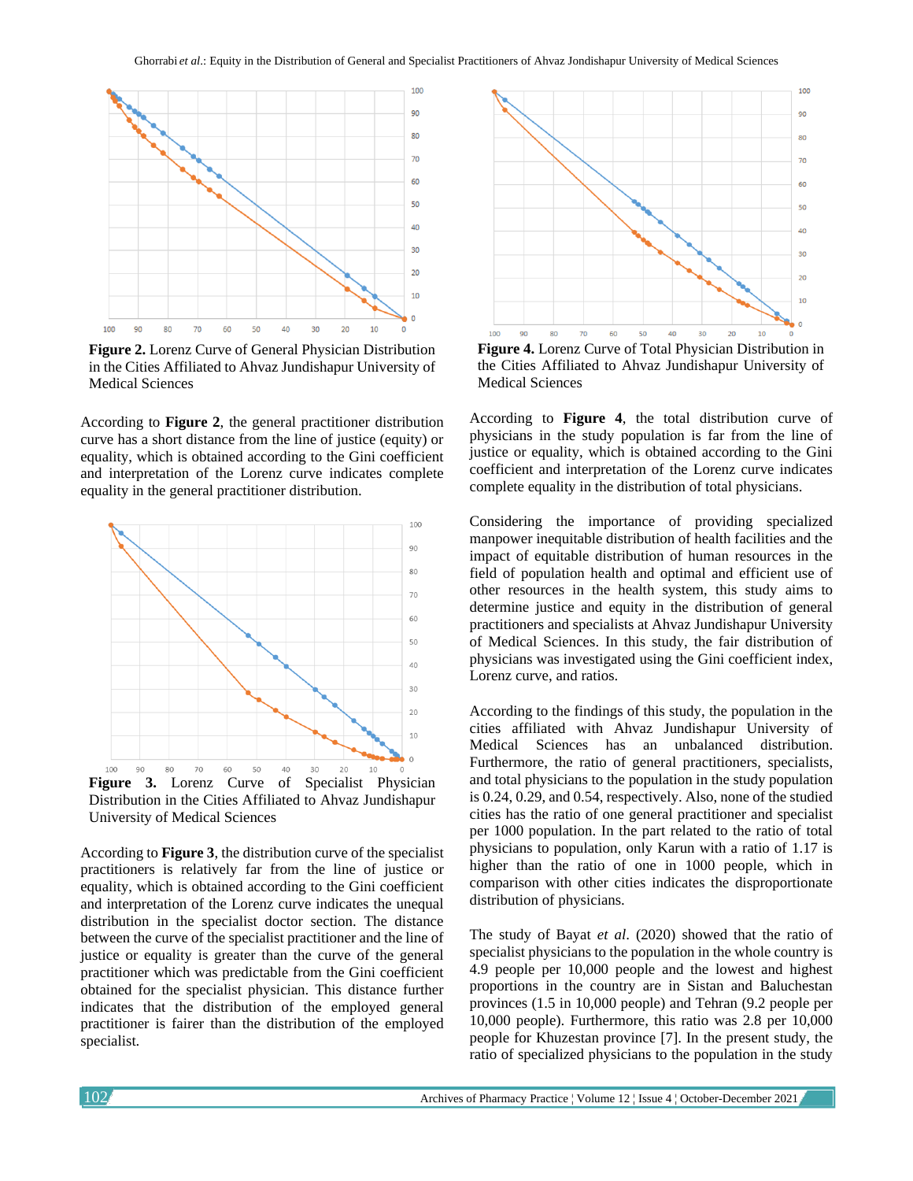**Figure 2.** Lorenz Curve of General Physician Distribution in the Cities Affiliated to Ahvaz Jundishapur University of Medical Sciences

According to **Figure 2**, the general practitioner distribution curve has a short distance from the line of justice (equity) or equality, which is obtained according to the Gini coefficient and interpretation of the Lorenz curve indicates complete equality in the general practitioner distribution.

**Figure 3.** Lorenz Curve of Specialist Physician Distribution in the Cities Affiliated to Ahvaz Jundishapur University of Medical Sciences

According to **Figure 3**, the distribution curve of the specialist practitioners is relatively far from the line of justice or equality, which is obtained according to the Gini coefficient and interpretation of the Lorenz curve indicates the unequal distribution in the specialist doctor section. The distance between the curve of the specialist practitioner and the line of justice or equality is greater than the curve of the general practitioner which was predictable from the Gini coefficient obtained for the specialist physician. This distance further indicates that the distribution of the employed general practitioner is fairer than the distribution of the employed specialist.

**Figure 4.** Lorenz Curve of Total Physician Distribution in the Cities Affiliated to Ahvaz Jundishapur University of Medical Sciences

According to **Figure 4**, the total distribution curve of physicians in the study population is far from the line of justice or equality, which is obtained according to the Gini coefficient and interpretation of the Lorenz curve indicates complete equality in the distribution of total physicians.

Considering the importance of providing specialized manpower inequitable distribution of health facilities and the impact of equitable distribution of human resources in the field of population health and optimal and efficient use of other resources in the health system, this study aims to determine justice and equity in the distribution of general practitioners and specialists at Ahvaz Jundishapur University of Medical Sciences. In this study, the fair distribution of physicians was investigated using the Gini coefficient index, Lorenz curve, and ratios.

According to the findings of this study, the population in the cities affiliated with Ahvaz Jundishapur University of Medical Sciences has an unbalanced distribution. Furthermore, the ratio of general practitioners, specialists, and total physicians to the population in the study population is 0.24, 0.29, and 0.54, respectively. Also, none of the studied cities has the ratio of one general practitioner and specialist per 1000 population. In the part related to the ratio of total physicians to population, only Karun with a ratio of 1.17 is higher than the ratio of one in 1000 people, which in comparison with other cities indicates the disproportionate distribution of physicians.

The study of Bayat *et al*. (2020) showed that the ratio of specialist physicians to the population in the whole country is 4.9 people per 10,000 people and the lowest and highest proportions in the country are in Sistan and Baluchestan provinces (1.5 in 10,000 people) and Tehran (9.2 people per 10,000 people). Furthermore, this ratio was 2.8 per 10,000 people for Khuzestan province [7]. In the present study, the ratio of specialized physicians to the population in the study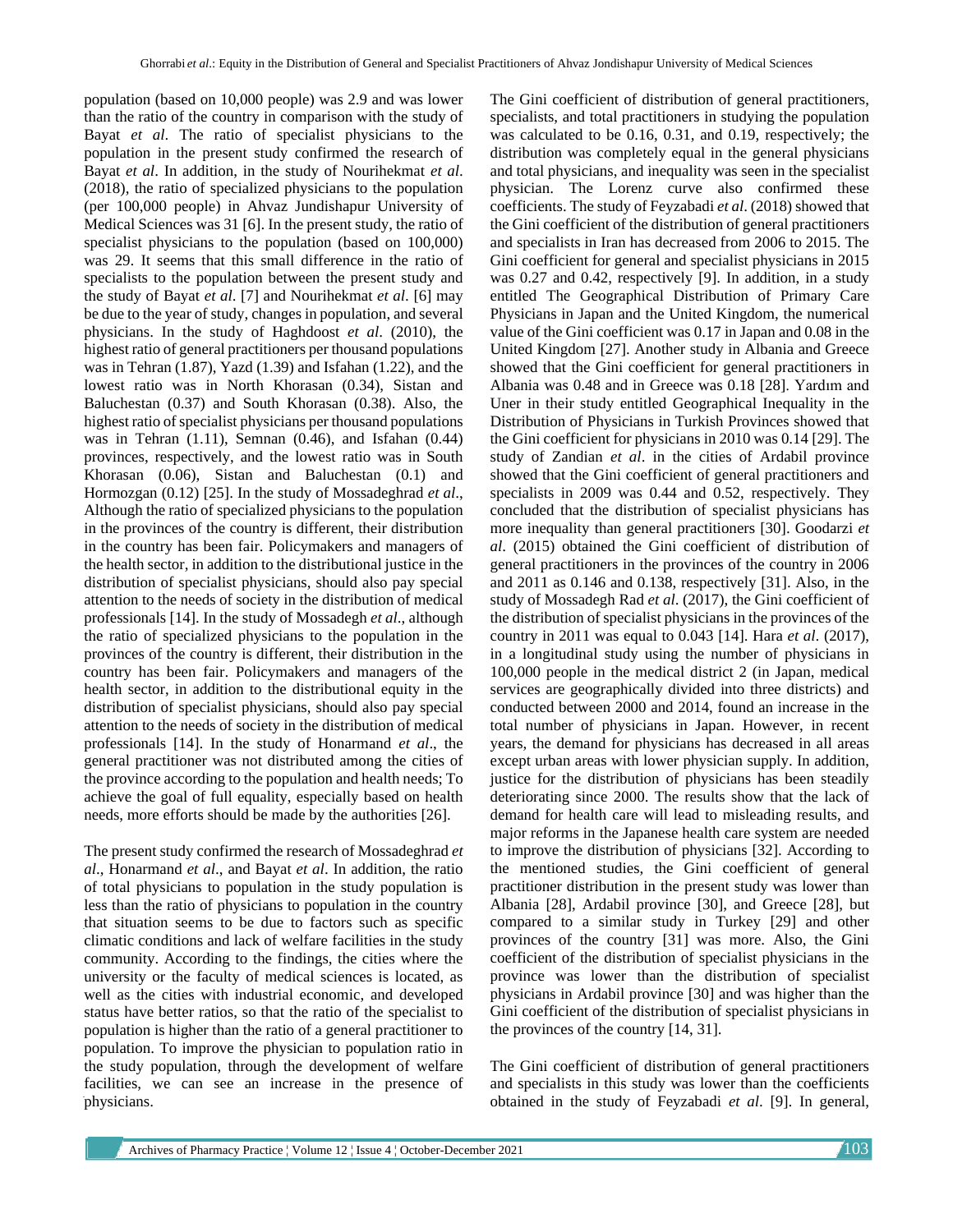population (based on 10,000 people) was 2.9 and was lower than the ratio of the country in comparison with the study of Bayat *et al*. The ratio of specialist physicians to the population in the present study confirmed the research of Bayat *et al*. In addition, in the study of Nourihekmat *et al*. (2018), the ratio of specialized physicians to the population (per 100,000 people) in Ahvaz Jundishapur University of Medical Sciences was 31 [6]. In the present study, the ratio of specialist physicians to the population (based on 100,000) was 29. It seems that this small difference in the ratio of specialists to the population between the present study and the study of Bayat *et al*. [7] and Nourihekmat *et al*. [6] may be due to the year of study, changes in population, and several physicians. In the study of Haghdoost *et al*. (2010), the highest ratio of general practitioners per thousand populations was in Tehran (1.87), Yazd (1.39) and Isfahan (1.22), and the lowest ratio was in North Khorasan (0.34), Sistan and Baluchestan (0.37) and South Khorasan (0.38). Also, the highest ratio of specialist physicians per thousand populations was in Tehran (1.11), Semnan (0.46), and Isfahan (0.44) provinces, respectively, and the lowest ratio was in South Khorasan (0.06), Sistan and Baluchestan (0.1) and Hormozgan (0.12) [25]. In the study of Mossadeghrad *et al*., Although the ratio of specialized physicians to the population in the provinces of the country is different, their distribution in the country has been fair. Policymakers and managers of the health sector, in addition to the distributional justice in the distribution of specialist physicians, should also pay special attention to the needs of society in the distribution of medical professionals [14]. In the study of Mossadegh *et al*., although the ratio of specialized physicians to the population in the provinces of the country is different, their distribution in the country has been fair. Policymakers and managers of the health sector, in addition to the distributional equity in the distribution of specialist physicians, should also pay special attention to the needs of society in the distribution of medical professionals [14]. In the study of Honarmand *et al*., the general practitioner was not distributed among the cities of the province according to the population and health needs; To achieve the goal of full equality, especially based on health needs, more efforts should be made by the authorities [26].

The present study confirmed the research of Mossadeghrad *et al*., Honarmand *et al*., and Bayat *et al*. In addition, the ratio of total physicians to population in the study population is less than the ratio of physicians to population in the country that situation seems to be due to factors such as specific climatic conditions and lack of welfare facilities in the study community. According to the findings, the cities where the university or the faculty of medical sciences is located, as well as the cities with industrial economic, and developed status have better ratios, so that the ratio of the specialist to population is higher than the ratio of a general practitioner to population. To improve the physician to population ratio in the study population, through the development of welfare facilities, we can see an increase in the presence of physicians.

The Gini coefficient of distribution of general practitioners, specialists, and total practitioners in studying the population was calculated to be 0.16, 0.31, and 0.19, respectively; the distribution was completely equal in the general physicians and total physicians, and inequality was seen in the specialist physician. The Lorenz curve also confirmed these coefficients. The study of Feyzabadi *et al*. (2018) showed that the Gini coefficient of the distribution of general practitioners and specialists in Iran has decreased from 2006 to 2015. The Gini coefficient for general and specialist physicians in 2015 was 0.27 and 0.42, respectively [9]. In addition, in a study entitled The Geographical Distribution of Primary Care Physicians in Japan and the United Kingdom, the numerical value of the Gini coefficient was 0.17 in Japan and 0.08 in the United Kingdom [27]. Another study in Albania and Greece showed that the Gini coefficient for general practitioners in Albania was 0.48 and in Greece was 0.18 [28]. Yardım and Uner in their study entitled Geographical Inequality in the Distribution of Physicians in Turkish Provinces showed that the Gini coefficient for physicians in 2010 was 0.14 [29]. The study of Zandian *et al*. in the cities of Ardabil province showed that the Gini coefficient of general practitioners and specialists in 2009 was 0.44 and 0.52, respectively. They concluded that the distribution of specialist physicians has more inequality than general practitioners [30]. Goodarzi *et al*. (2015) obtained the Gini coefficient of distribution of general practitioners in the provinces of the country in 2006 and 2011 as 0.146 and 0.138, respectively [31]. Also, in the study of Mossadegh Rad *et al*. (2017), the Gini coefficient of the distribution of specialist physicians in the provinces of the country in 2011 was equal to 0.043 [14]. Hara *et al*. (2017), in a longitudinal study using the number of physicians in 100,000 people in the medical district 2 (in Japan, medical services are geographically divided into three districts) and conducted between 2000 and 2014, found an increase in the total number of physicians in Japan. However, in recent years, the demand for physicians has decreased in all areas except urban areas with lower physician supply. In addition, justice for the distribution of physicians has been steadily deteriorating since 2000. The results show that the lack of demand for health care will lead to misleading results, and major reforms in the Japanese health care system are needed to improve the distribution of physicians [32]. According to the mentioned studies, the Gini coefficient of general practitioner distribution in the present study was lower than Albania [28], Ardabil province [30], and Greece [28], but compared to a similar study in Turkey [29] and other provinces of the country [31] was more. Also, the Gini coefficient of the distribution of specialist physicians in the province was lower than the distribution of specialist physicians in Ardabil province [30] and was higher than the Gini coefficient of the distribution of specialist physicians in the provinces of the country [14, 31].

The Gini coefficient of distribution of general practitioners and specialists in this study was lower than the coefficients obtained in the study of Feyzabadi *et al*. [9]. In general,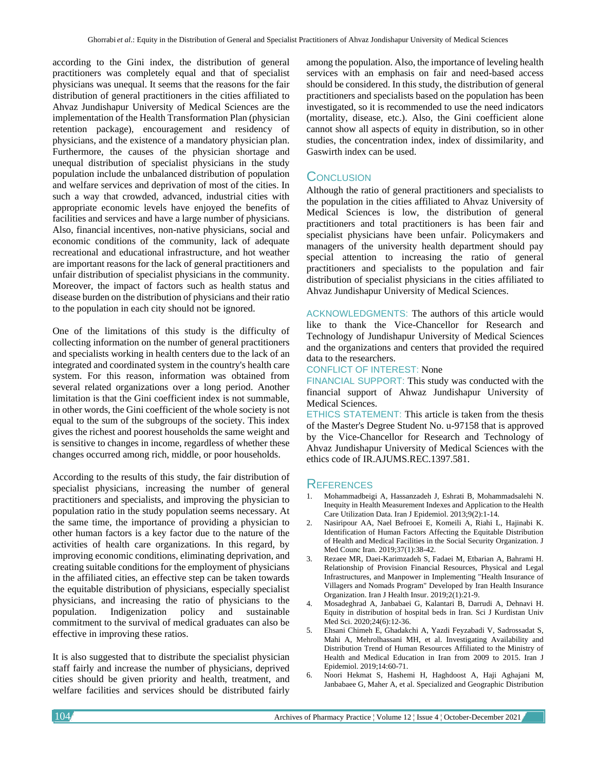according to the Gini index, the distribution of general practitioners was completely equal and that of specialist physicians was unequal. It seems that the reasons for the fair distribution of general practitioners in the cities affiliated to Ahvaz Jundishapur University of Medical Sciences are the implementation of the Health Transformation Plan (physician retention package), encouragement and residency of physicians, and the existence of a mandatory physician plan. Furthermore, the causes of the physician shortage and unequal distribution of specialist physicians in the study population include the unbalanced distribution of population and welfare services and deprivation of most of the cities. In such a way that crowded, advanced, industrial cities with appropriate economic levels have enjoyed the benefits of facilities and services and have a large number of physicians. Also, financial incentives, non-native physicians, social and economic conditions of the community, lack of adequate recreational and educational infrastructure, and hot weather are important reasons for the lack of general practitioners and unfair distribution of specialist physicians in the community. Moreover, the impact of factors such as health status and disease burden on the distribution of physicians and their ratio to the population in each city should not be ignored.

One of the limitations of this study is the difficulty of collecting information on the number of general practitioners and specialists working in health centers due to the lack of an integrated and coordinated system in the country's health care system. For this reason, information was obtained from several related organizations over a long period. Another limitation is that the Gini coefficient index is not summable, in other words, the Gini coefficient of the whole society is not equal to the sum of the subgroups of the society. This index gives the richest and poorest households the same weight and is sensitive to changes in income, regardless of whether these changes occurred among rich, middle, or poor households.

According to the results of this study, the fair distribution of specialist physicians, increasing the number of general practitioners and specialists, and improving the physician to population ratio in the study population seems necessary. At the same time, the importance of providing a physician to other human factors is a key factor due to the nature of the activities of health care organizations. In this regard, by improving economic conditions, eliminating deprivation, and creating suitable conditions for the employment of physicians in the affiliated cities, an effective step can be taken towards the equitable distribution of physicians, especially specialist physicians, and increasing the ratio of physicians to the population. Indigenization policy and sustainable commitment to the survival of medical graduates can also be effective in improving these ratios.

It is also suggested that to distribute the specialist physician staff fairly and increase the number of physicians, deprived cities should be given priority and health, treatment, and welfare facilities and services should be distributed fairly among the population. Also, the importance of leveling health services with an emphasis on fair and need-based access should be considered. In this study, the distribution of general practitioners and specialists based on the population has been investigated, so it is recommended to use the need indicators (mortality, disease, etc.). Also, the Gini coefficient alone cannot show all aspects of equity in distribution, so in other studies, the concentration index, index of dissimilarity, and Gaswirth index can be used.

## Conclusion

Although the ratio of general practitioners and specialists to the population in the cities affiliated to Ahvaz University of Medical Sciences is low, the distribution of general practitioners and total practitioners is has been fair and specialist physicians have been unfair. Policymakers and managers of the university health department should pay special attention to increasing the ratio of general practitioners and specialists to the population and fair distribution of specialist physicians in the cities affiliated to Ahvaz Jundishapur University of Medical Sciences.

ACKNOWLEDGMENTS: The authors of this article would like to thank the Vice-Chancellor for Research and Technology of Jundishapur University of Medical Sciences and the organizations and centers that provided the required data to the researchers.

CONFLICT OF INTEREST: None

FINANCIAL SUPPORT: This study was conducted with the financial support of Ahwaz Jundishapur University of Medical Sciences.

ETHICS STATEMENT: This article is taken from the thesis of the Master's Degree Student No. u-97158 that is approved by the Vice-Chancellor for Research and Technology of Ahvaz Jundishapur University of Medical Sciences with the ethics code of IR.AJUMS.REC.1397.581.

## References

1. Mohammadbeigi A, Hassanzadeh J, Eshrati B, Mohammadsalehi N. Inequity in Health Measurement Indexes and Application to the Health Care Utilization Data. Iran J Epidemiol. 2013;9(2):1-14.
2. Nasiripour AA, Nael Befrooei E, Komeili A, Riahi L, Hajinabi K. Identification of Human Factors Affecting the Equitable Distribution of Health and Medical Facilities in the Social Security Organization. J Med Counc Iran. 2019;37(1):38-42.
3. Rezaee MR, Daei-Karimzadeh S, Fadaei M, Etbarian A, Bahrami H. Relationship of Provision Financial Resources, Physical and Legal Infrastructures, and Manpower in Implementing "Health Insurance of Villagers and Nomads Program" Developed by Iran Health Insurance Organization. Iran J Health Insur. 2019;2(1):21-9.
4. Mosadeghrad A, Janbabaei G, Kalantari B, Darrudi A, Dehnavi H. Equity in distribution of hospital beds in Iran. Sci J Kurdistan Univ Med Sci. 2020;24(6):12-36.
5. Ehsani Chimeh E, Ghadakchi A, Yazdi Feyzabadi V, Sadrossadat S, Mahi A, Mehrolhassani MH, et al. Investigating Availability and Distribution Trend of Human Resources Affiliated to the Ministry of Health and Medical Education in Iran from 2009 to 2015. Iran J Epidemiol. 2019;14:60-71.
6. Noori Hekmat S, Hashemi H, Haghdoost A, Haji Aghajani M, Janbabaee G, Maher A, et al. Specialized and Geographic Distribution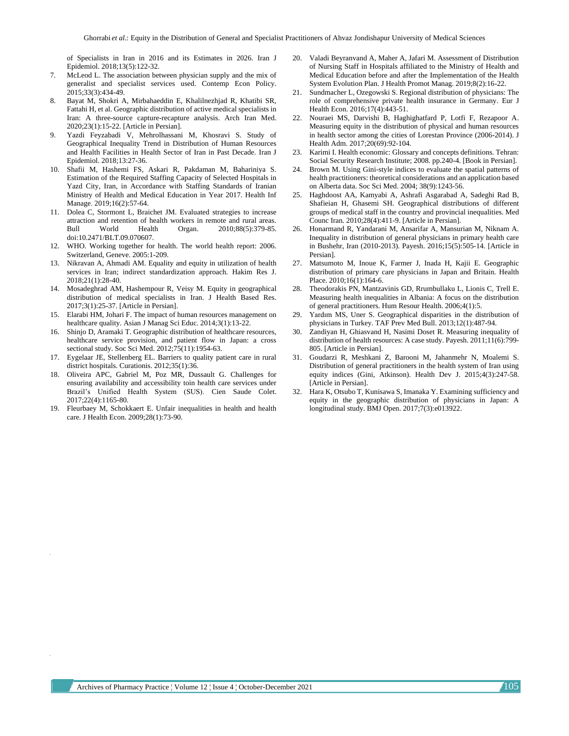of Specialists in Iran in 2016 and its Estimates in 2026. Iran J Epidemiol. 2018;13(5):122-32.

7. McLeod L. The association between physician supply and the mix of generalist and specialist services used. Contemp Econ Policy. 2015;33(3):434-49.
8. Bayat M, Shokri A, Mirbahaeddin E, Khalilnezhjad R, Khatibi SR, Fattahi H, et al. Geographic distribution of active medical specialists in Iran: A three-source capture-recapture analysis. Arch Iran Med. 2020;23(1):15-22. [Article in Persian].
9. Yazdi Feyzabadi V, Mehrolhassani M, Khosravi S. Study of Geographical Inequality Trend in Distribution of Human Resources and Health Facilities in Health Sector of Iran in Past Decade. Iran J Epidemiol. 2018;13:27-36.
10. Shafii M, Hashemi FS, Askari R, Pakdaman M, Bahariniya S. Estimation of the Required Staffing Capacity of Selected Hospitals in Yazd City, Iran, in Accordance with Staffing Standards of Iranian Ministry of Health and Medical Education in Year 2017. Health Inf Manage. 2019;16(2):57-64.
11. Dolea C, Stormont L, Braichet JM. Evaluated strategies to increase attraction and retention of health workers in remote and rural areas. Bull World Health Organ. 2010;88(5):379-85. doi:10.2471/BLT.09.070607.
12. WHO. Working together for health. The world health report: 2006. Switzerland, Geneve. 2005:1-209.
13. Nikravan A, Ahmadi AM. Equality and equity in utilization of health services in Iran; indirect standardization approach. Hakim Res J. 2018;21(1):28-40.
14. Mosadeghrad AM, Hashempour R, Veisy M. Equity in geographical distribution of medical specialists in Iran. J Health Based Res. 2017;3(1):25-37. [Article in Persian].
15. Elarabi HM, Johari F. The impact of human resources management on healthcare quality. Asian J Manag Sci Educ. 2014;3(1):13-22.
16. Shinjo D, Aramaki T. Geographic distribution of healthcare resources, healthcare service provision, and patient flow in Japan: a cross sectional study. Soc Sci Med. 2012;75(11):1954-63.
17. Eygelaar JE, Stellenberg EL. Barriers to quality patient care in rural district hospitals. Curationis. 2012;35(1):36.
18. Oliveira APC, Gabriel M, Poz MR, Dussault G. Challenges for ensuring availability and accessibility toin health care services under Brazil's Unified Health System (SUS). Cien Saude Colet. 2017;22(4):1165-80.
19. Fleurbaey M, Schokkaert E. Unfair inequalities in health and health care. J Health Econ. 2009;28(1):73-90.
20. Valadi Beyranvand A, Maher A, Jafari M. Assessment of Distribution of Nursing Staff in Hospitals affiliated to the Ministry of Health and Medical Education before and after the Implementation of the Health System Evolution Plan. J Health Promot Manag. 2019;8(2):16-22.
21. Sundmacher L, Ozegowski S. Regional distribution of physicians: The role of comprehensive private health insurance in Germany. Eur J Health Econ. 2016;17(4):443-51.
22. Nouraei MS, Darvishi B, Haghighatfard P, Lotfi F, Rezapoor A. Measuring equity in the distribution of physical and human resources in health sector among the cities of Lorestan Province (2006-2014). J Health Adm. 2017;20(69):92-104.
23. Karimi I. Health economic: Glossary and concepts definitions. Tehran: Social Security Research Institute; 2008. pp.240-4. [Book in Persian].
24. Brown M. Using Gini-style indices to evaluate the spatial patterns of health practitioners: theoretical considerations and an application based on Alberta data. Soc Sci Med. 2004; 38(9):1243-56.
25. Haghdoost AA, Kamyabi A, Ashrafi Asgarabad A, Sadeghi Rad B, Shafieian H, Ghasemi SH. Geographical distributions of different groups of medical staff in the country and provincial inequalities. Med Counc Iran. 2010;28(4):411-9. [Article in Persian].
26. Honarmand R, Yandarani M, Ansarifar A, Mansurian M, Niknam A. Inequality in distribution of general physicians in primary health care in Bushehr, Iran (2010-2013). Payesh. 2016;15(5):505-14. [Article in Persian].
27. Matsumoto M, Inoue K, Farmer J, Inada H, Kajii E. Geographic distribution of primary care physicians in Japan and Britain. Health Place. 2010;16(1):164-6.
28. Theodorakis PN, Mantzavinis GD, Rrumbullaku L, Lionis C, Trell E. Measuring health inequalities in Albania: A focus on the distribution of general practitioners. Hum Resour Health. 2006;4(1):5.
29. Yardım MS, Uner S. Geographical disparities in the distribution of physicians in Turkey. TAF Prev Med Bull. 2013;12(1):487-94.
30. Zandiyan H, Ghiasvand H, Nasimi Doset R. Measuring inequality of distribution of health resources: A case study. Payesh. 2011;11(6):799-805. [Article in Persian].
31. Goudarzi R, Meshkani Z, Barooni M, Jahanmehr N, Moalemi S. Distribution of general practitioners in the health system of Iran using equity indices (Gini, Atkinson). Health Dev J. 2015;4(3):247-58. [Article in Persian].
32. Hara K, Otsubo T, Kunisawa S, Imanaka Y. Examining sufficiency and equity in the geographic distribution of physicians in Japan: A longitudinal study. BMJ Open. 2017;7(3):e013922.